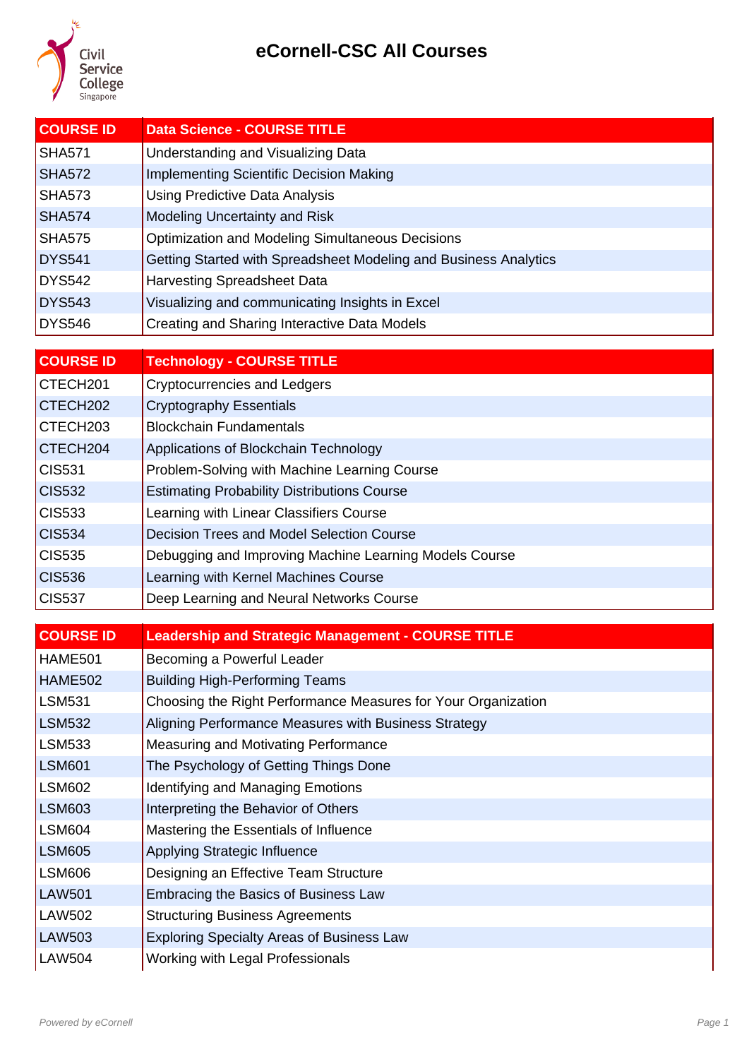# eCornell-CSC All Courses

| COURSE ID | Data Science - COURSE TITLE |
|---|---|
| SHA571 | Understanding and Visualizing Data |
| SHA572 | Implementing Scientific Decision Making |
| SHA573 | Using Predictive Data Analysis |
| SHA574 | Modeling Uncertainty and Risk |
| SHA575 | Optimization and Modeling Simultaneous Decisions |
| DYS541 | Getting Started with Spreadsheet Modeling and Business Analytics |
| DYS542 | Harvesting Spreadsheet Data |
| DYS543 | Visualizing and communicating Insights in Excel |
| DYS546 | Creating and Sharing Interactive Data Models |

| COURSE ID | Technology - COURSE TITLE |
|---|---|
| CTECH201 | Cryptocurrencies and Ledgers |
| CTECH202 | Cryptography Essentials |
| CTECH203 | Blockchain Fundamentals |
| CTECH204 | Applications of Blockchain Technology |
| CIS531 | Problem-Solving with Machine Learning Course |
| CIS532 | Estimating Probability Distributions Course |
| CIS533 | Learning with Linear Classifiers Course |
| CIS534 | Decision Trees and Model Selection Course |
| CIS535 | Debugging and Improving Machine Learning Models Course |
| CIS536 | Learning with Kernel Machines Course |
| CIS537 | Deep Learning and Neural Networks Course |

| COURSE ID | Leadership and Strategic Management - COURSE TITLE |
|---|---|
| HAME501 | Becoming a Powerful Leader |
| HAME502 | Building High-Performing Teams |
| LSM531 | Choosing the Right Performance Measures for Your Organization |
| LSM532 | Aligning Performance Measures with Business Strategy |
| LSM533 | Measuring and Motivating Performance |
| LSM601 | The Psychology of Getting Things Done |
| LSM602 | Identifying and Managing Emotions |
| LSM603 | Interpreting the Behavior of Others |
| LSM604 | Mastering the Essentials of Influence |
| LSM605 | Applying Strategic Influence |
| LSM606 | Designing an Effective Team Structure |
| LAW501 | Embracing the Basics of Business Law |
| LAW502 | Structuring Business Agreements |
| LAW503 | Exploring Specialty Areas of Business Law |
| LAW504 | Working with Legal Professionals |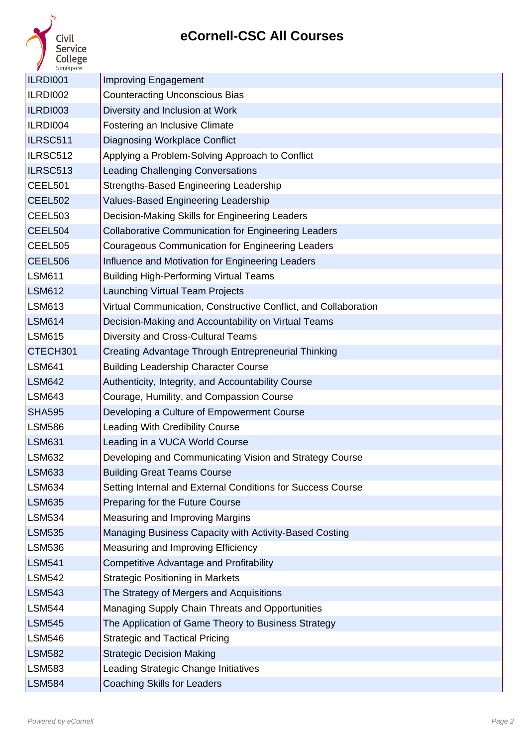# eCornell-CSC All Courses

| | |
|---|---|
| ILRDI001 | Improving Engagement |
| ILRDI002 | Counteracting Unconscious Bias |
| ILRDI003 | Diversity and Inclusion at Work |
| ILRDI004 | Fostering an Inclusive Climate |
| ILRSC511 | Diagnosing Workplace Conflict |
| ILRSC512 | Applying a Problem-Solving Approach to Conflict |
| ILRSC513 | Leading Challenging Conversations |
| CEEL501 | Strengths-Based Engineering Leadership |
| CEEL502 | Values-Based Engineering Leadership |
| CEEL503 | Decision-Making Skills for Engineering Leaders |
| CEEL504 | Collaborative Communication for Engineering Leaders |
| CEEL505 | Courageous Communication for Engineering Leaders |
| CEEL506 | Influence and Motivation for Engineering Leaders |
| LSM611 | Building High-Performing Virtual Teams |
| LSM612 | Launching Virtual Team Projects |
| LSM613 | Virtual Communication, Constructive Conflict, and Collaboration |
| LSM614 | Decision-Making and Accountability on Virtual Teams |
| LSM615 | Diversity and Cross-Cultural Teams |
| CTECH301 | Creating Advantage Through Entrepreneurial Thinking |
| LSM641 | Building Leadership Character Course |
| LSM642 | Authenticity, Integrity, and Accountability Course |
| LSM643 | Courage, Humility, and Compassion Course |
| SHA595 | Developing a Culture of Empowerment Course |
| LSM586 | Leading With Credibility Course |
| LSM631 | Leading in a VUCA World Course |
| LSM632 | Developing and Communicating Vision and Strategy Course |
| LSM633 | Building Great Teams Course |
| LSM634 | Setting Internal and External Conditions for Success Course |
| LSM635 | Preparing for the Future Course |
| LSM534 | Measuring and Improving Margins |
| LSM535 | Managing Business Capacity with Activity-Based Costing |
| LSM536 | Measuring and Improving Efficiency |
| LSM541 | Competitive Advantage and Profitability |
| LSM542 | Strategic Positioning in Markets |
| LSM543 | The Strategy of Mergers and Acquisitions |
| LSM544 | Managing Supply Chain Threats and Opportunities |
| LSM545 | The Application of Game Theory to Business Strategy |
| LSM546 | Strategic and Tactical Pricing |
| LSM582 | Strategic Decision Making |
| LSM583 | Leading Strategic Change Initiatives |
| LSM584 | Coaching Skills for Leaders |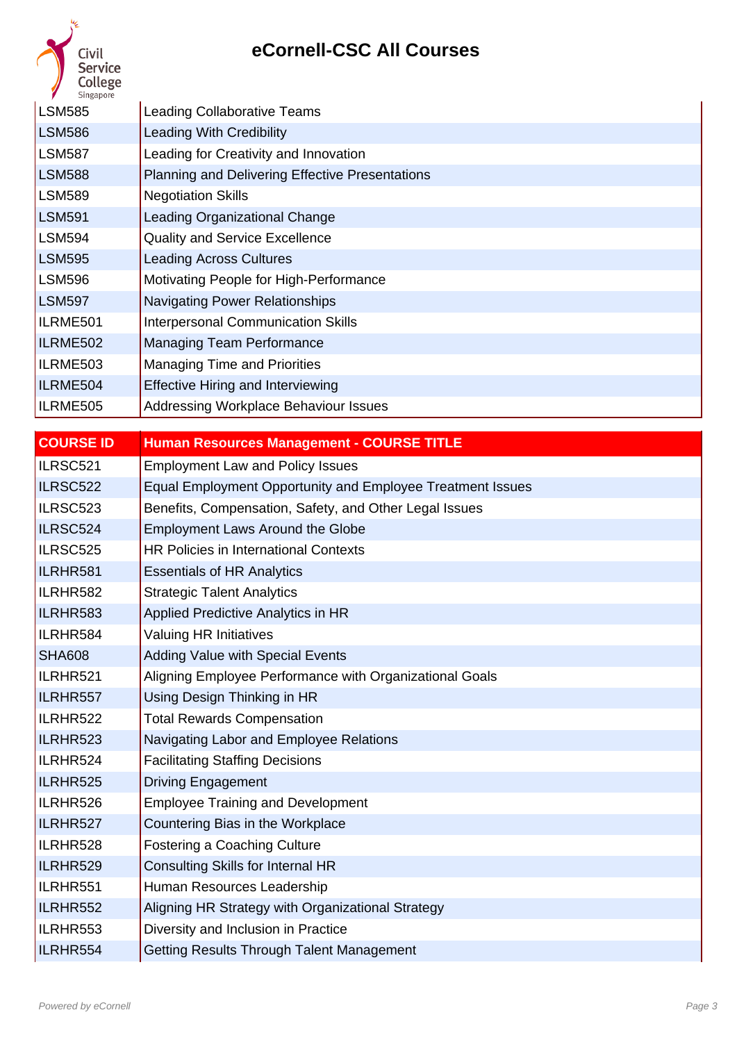| | |
|---|---|
| LSM585 | Leading Collaborative Teams |
| LSM586 | Leading With Credibility |
| LSM587 | Leading for Creativity and Innovation |
| LSM588 | Planning and Delivering Effective Presentations |
| LSM589 | Negotiation Skills |
| LSM591 | Leading Organizational Change |
| LSM594 | Quality and Service Excellence |
| LSM595 | Leading Across Cultures |
| LSM596 | Motivating People for High-Performance |
| LSM597 | Navigating Power Relationships |
| ILRME501 | Interpersonal Communication Skills |
| ILRME502 | Managing Team Performance |
| ILRME503 | Managing Time and Priorities |
| ILRME504 | Effective Hiring and Interviewing |
| ILRME505 | Addressing Workplace Behaviour Issues |

| COURSE ID | Human Resources Management - COURSE TITLE |
|---|---|
| ILRSC521 | Employment Law and Policy Issues |
| ILRSC522 | Equal Employment Opportunity and Employee Treatment Issues |
| ILRSC523 | Benefits, Compensation, Safety, and Other Legal Issues |
| ILRSC524 | Employment Laws Around the Globe |
| ILRSC525 | HR Policies in International Contexts |
| ILRHR581 | Essentials of HR Analytics |
| ILRHR582 | Strategic Talent Analytics |
| ILRHR583 | Applied Predictive Analytics in HR |
| ILRHR584 | Valuing HR Initiatives |
| SHA608 | Adding Value with Special Events |
| ILRHR521 | Aligning Employee Performance with Organizational Goals |
| ILRHR557 | Using Design Thinking in HR |
| ILRHR522 | Total Rewards Compensation |
| ILRHR523 | Navigating Labor and Employee Relations |
| ILRHR524 | Facilitating Staffing Decisions |
| ILRHR525 | Driving Engagement |
| ILRHR526 | Employee Training and Development |
| ILRHR527 | Countering Bias in the Workplace |
| ILRHR528 | Fostering a Coaching Culture |
| ILRHR529 | Consulting Skills for Internal HR |
| ILRHR551 | Human Resources Leadership |
| ILRHR552 | Aligning HR Strategy with Organizational Strategy |
| ILRHR553 | Diversity and Inclusion in Practice |
| ILRHR554 | Getting Results Through Talent Management |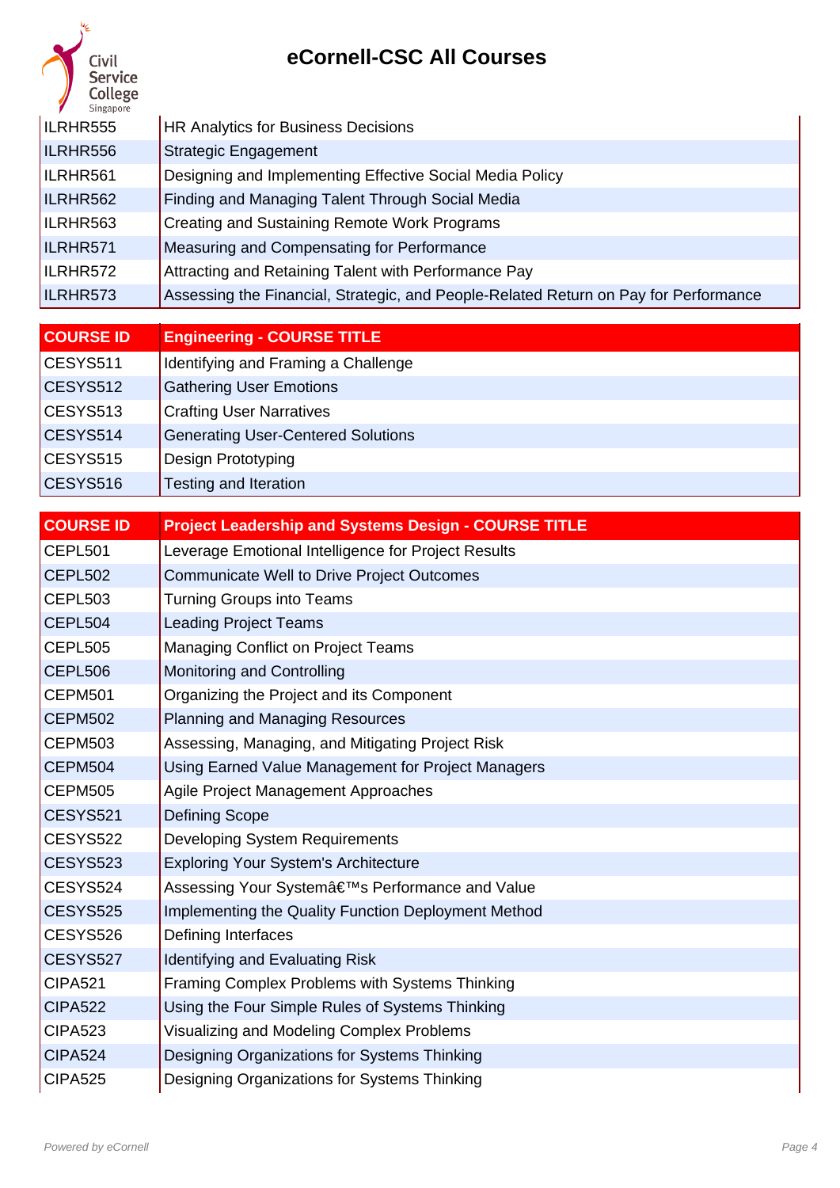# eCornell-CSC All Courses

| | |
|---|---|
| ILRHR555 | HR Analytics for Business Decisions |
| ILRHR556 | Strategic Engagement |
| ILRHR561 | Designing and Implementing Effective Social Media Policy |
| ILRHR562 | Finding and Managing Talent Through Social Media |
| ILRHR563 | Creating and Sustaining Remote Work Programs |
| ILRHR571 | Measuring and Compensating for Performance |
| ILRHR572 | Attracting and Retaining Talent with Performance Pay |
| ILRHR573 | Assessing the Financial, Strategic, and People-Related Return on Pay for Performance |

| COURSE ID | Engineering - COURSE TITLE |
|---|---|
| CESYS511 | Identifying and Framing a Challenge |
| CESYS512 | Gathering User Emotions |
| CESYS513 | Crafting User Narratives |
| CESYS514 | Generating User-Centered Solutions |
| CESYS515 | Design Prototyping |
| CESYS516 | Testing and Iteration |

| COURSE ID | Project Leadership and Systems Design - COURSE TITLE |
|---|---|
| CEPL501 | Leverage Emotional Intelligence for Project Results |
| CEPL502 | Communicate Well to Drive Project Outcomes |
| CEPL503 | Turning Groups into Teams |
| CEPL504 | Leading Project Teams |
| CEPL505 | Managing Conflict on Project Teams |
| CEPL506 | Monitoring and Controlling |
| CEPM501 | Organizing the Project and its Component |
| CEPM502 | Planning and Managing Resources |
| CEPM503 | Assessing, Managing, and Mitigating Project Risk |
| CEPM504 | Using Earned Value Management for Project Managers |
| CEPM505 | Agile Project Management Approaches |
| CESYS521 | Defining Scope |
| CESYS522 | Developing System Requirements |
| CESYS523 | Exploring Your System's Architecture |
| CESYS524 | Assessing Your Systemâ€™s Performance and Value |
| CESYS525 | Implementing the Quality Function Deployment Method |
| CESYS526 | Defining Interfaces |
| CESYS527 | Identifying and Evaluating Risk |
| CIPA521 | Framing Complex Problems with Systems Thinking |
| CIPA522 | Using the Four Simple Rules of Systems Thinking |
| CIPA523 | Visualizing and Modeling Complex Problems |
| CIPA524 | Designing Organizations for Systems Thinking |
| CIPA525 | Designing Organizations for Systems Thinking |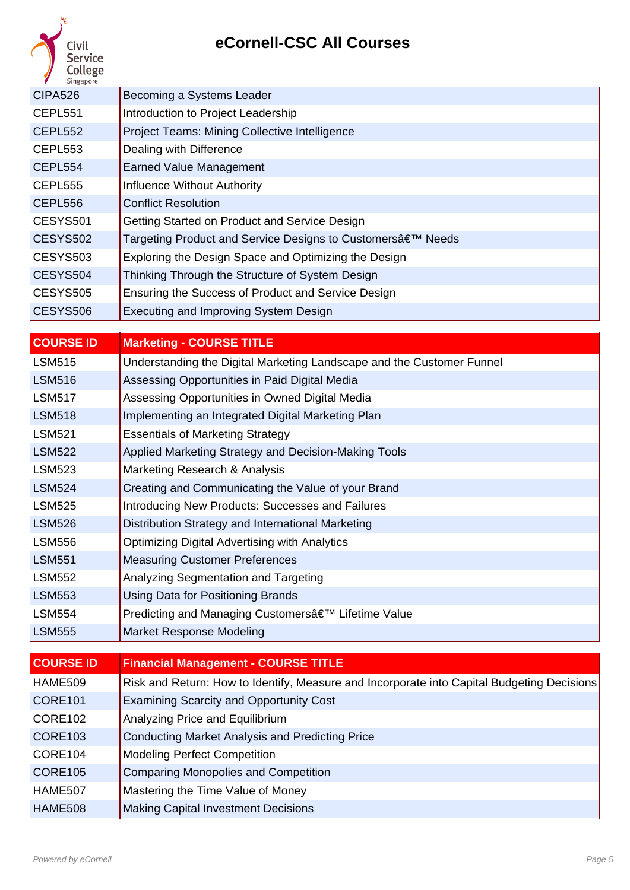# eCornell-CSC All Courses

| | |
|---|---|
| CIPA526 | Becoming a Systems Leader |
| CEPL551 | Introduction to Project Leadership |
| CEPL552 | Project Teams: Mining Collective Intelligence |
| CEPL553 | Dealing with Difference |
| CEPL554 | Earned Value Management |
| CEPL555 | Influence Without Authority |
| CEPL556 | Conflict Resolution |
| CESYS501 | Getting Started on Product and Service Design |
| CESYS502 | Targeting Product and Service Designs to Customersâ€™ Needs |
| CESYS503 | Exploring the Design Space and Optimizing the Design |
| CESYS504 | Thinking Through the Structure of System Design |
| CESYS505 | Ensuring the Success of Product and Service Design |
| CESYS506 | Executing and Improving System Design |

| COURSE ID | Marketing - COURSE TITLE |
|---|---|
| LSM515 | Understanding the Digital Marketing Landscape and the Customer Funnel |
| LSM516 | Assessing Opportunities in Paid Digital Media |
| LSM517 | Assessing Opportunities in Owned Digital Media |
| LSM518 | Implementing an Integrated Digital Marketing Plan |
| LSM521 | Essentials of Marketing Strategy |
| LSM522 | Applied Marketing Strategy and Decision-Making Tools |
| LSM523 | Marketing Research & Analysis |
| LSM524 | Creating and Communicating the Value of your Brand |
| LSM525 | Introducing New Products: Successes and Failures |
| LSM526 | Distribution Strategy and International Marketing |
| LSM556 | Optimizing Digital Advertising with Analytics |
| LSM551 | Measuring Customer Preferences |
| LSM552 | Analyzing Segmentation and Targeting |
| LSM553 | Using Data for Positioning Brands |
| LSM554 | Predicting and Managing Customersâ€™ Lifetime Value |
| LSM555 | Market Response Modeling |

| COURSE ID | Financial Management - COURSE TITLE |
|---|---|
| HAME509 | Risk and Return: How to Identify, Measure and Incorporate into Capital Budgeting Decisions |
| CORE101 | Examining Scarcity and Opportunity Cost |
| CORE102 | Analyzing Price and Equilibrium |
| CORE103 | Conducting Market Analysis and Predicting Price |
| CORE104 | Modeling Perfect Competition |
| CORE105 | Comparing Monopolies and Competition |
| HAME507 | Mastering the Time Value of Money |
| HAME508 | Making Capital Investment Decisions |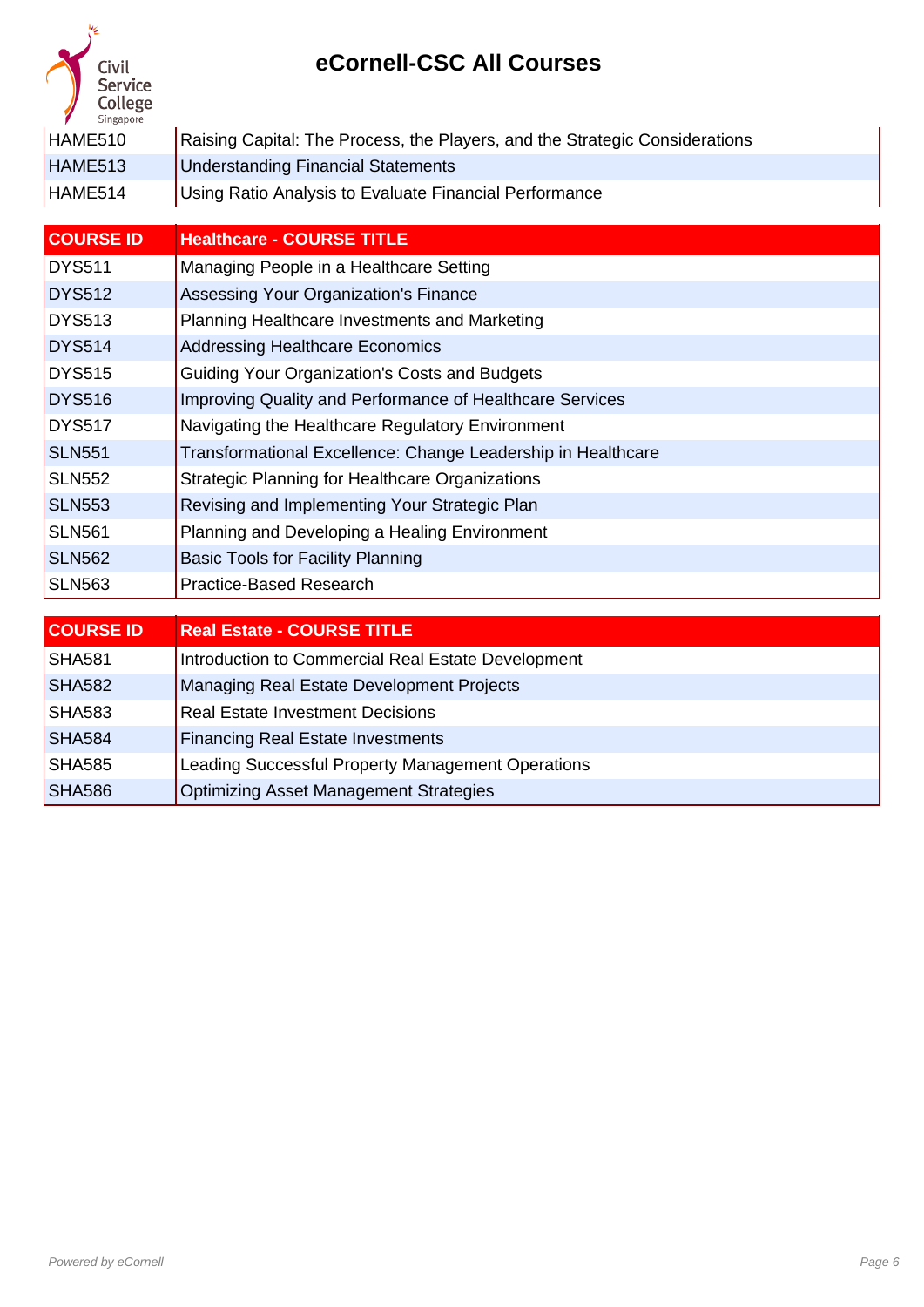# eCornell-CSC All Courses

| | |
|---|---|
| HAME510 | Raising Capital: The Process, the Players, and the Strategic Considerations |
| HAME513 | Understanding Financial Statements |
| HAME514 | Using Ratio Analysis to Evaluate Financial Performance |

| COURSE ID | Healthcare - COURSE TITLE |
|---|---|
| DYS511 | Managing People in a Healthcare Setting |
| DYS512 | Assessing Your Organization's Finance |
| DYS513 | Planning Healthcare Investments and Marketing |
| DYS514 | Addressing Healthcare Economics |
| DYS515 | Guiding Your Organization's Costs and Budgets |
| DYS516 | Improving Quality and Performance of Healthcare Services |
| DYS517 | Navigating the Healthcare Regulatory Environment |
| SLN551 | Transformational Excellence: Change Leadership in Healthcare |
| SLN552 | Strategic Planning for Healthcare Organizations |
| SLN553 | Revising and Implementing Your Strategic Plan |
| SLN561 | Planning and Developing a Healing Environment |
| SLN562 | Basic Tools for Facility Planning |
| SLN563 | Practice-Based Research |

| COURSE ID | Real Estate - COURSE TITLE |
|---|---|
| SHA581 | Introduction to Commercial Real Estate Development |
| SHA582 | Managing Real Estate Development Projects |
| SHA583 | Real Estate Investment Decisions |
| SHA584 | Financing Real Estate Investments |
| SHA585 | Leading Successful Property Management Operations |
| SHA586 | Optimizing Asset Management Strategies |